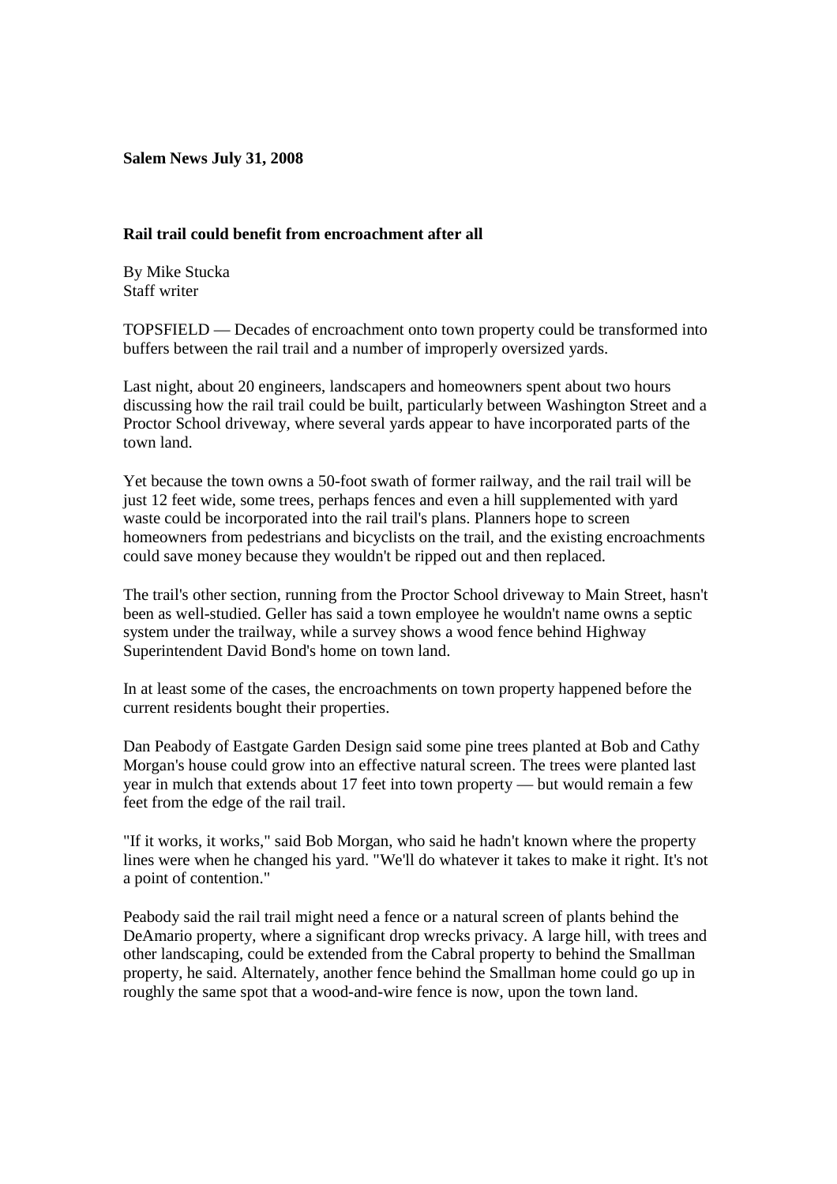**Salem News July 31, 2008**

**Rail trail could benefit from encroachment after all**

By Mike Stucka
Staff writer

TOPSFIELD — Decades of encroachment onto town property could be transformed into buffers between the rail trail and a number of improperly oversized yards.

Last night, about 20 engineers, landscapers and homeowners spent about two hours discussing how the rail trail could be built, particularly between Washington Street and a Proctor School driveway, where several yards appear to have incorporated parts of the town land.

Yet because the town owns a 50-foot swath of former railway, and the rail trail will be just 12 feet wide, some trees, perhaps fences and even a hill supplemented with yard waste could be incorporated into the rail trail's plans. Planners hope to screen homeowners from pedestrians and bicyclists on the trail, and the existing encroachments could save money because they wouldn't be ripped out and then replaced.

The trail's other section, running from the Proctor School driveway to Main Street, hasn't been as well-studied. Geller has said a town employee he wouldn't name owns a septic system under the trailway, while a survey shows a wood fence behind Highway Superintendent David Bond's home on town land.

In at least some of the cases, the encroachments on town property happened before the current residents bought their properties.

Dan Peabody of Eastgate Garden Design said some pine trees planted at Bob and Cathy Morgan's house could grow into an effective natural screen. The trees were planted last year in mulch that extends about 17 feet into town property — but would remain a few feet from the edge of the rail trail.

"If it works, it works," said Bob Morgan, who said he hadn't known where the property lines were when he changed his yard. "We'll do whatever it takes to make it right. It's not a point of contention."

Peabody said the rail trail might need a fence or a natural screen of plants behind the DeAmario property, where a significant drop wrecks privacy. A large hill, with trees and other landscaping, could be extended from the Cabral property to behind the Smallman property, he said. Alternately, another fence behind the Smallman home could go up in roughly the same spot that a wood-and-wire fence is now, upon the town land.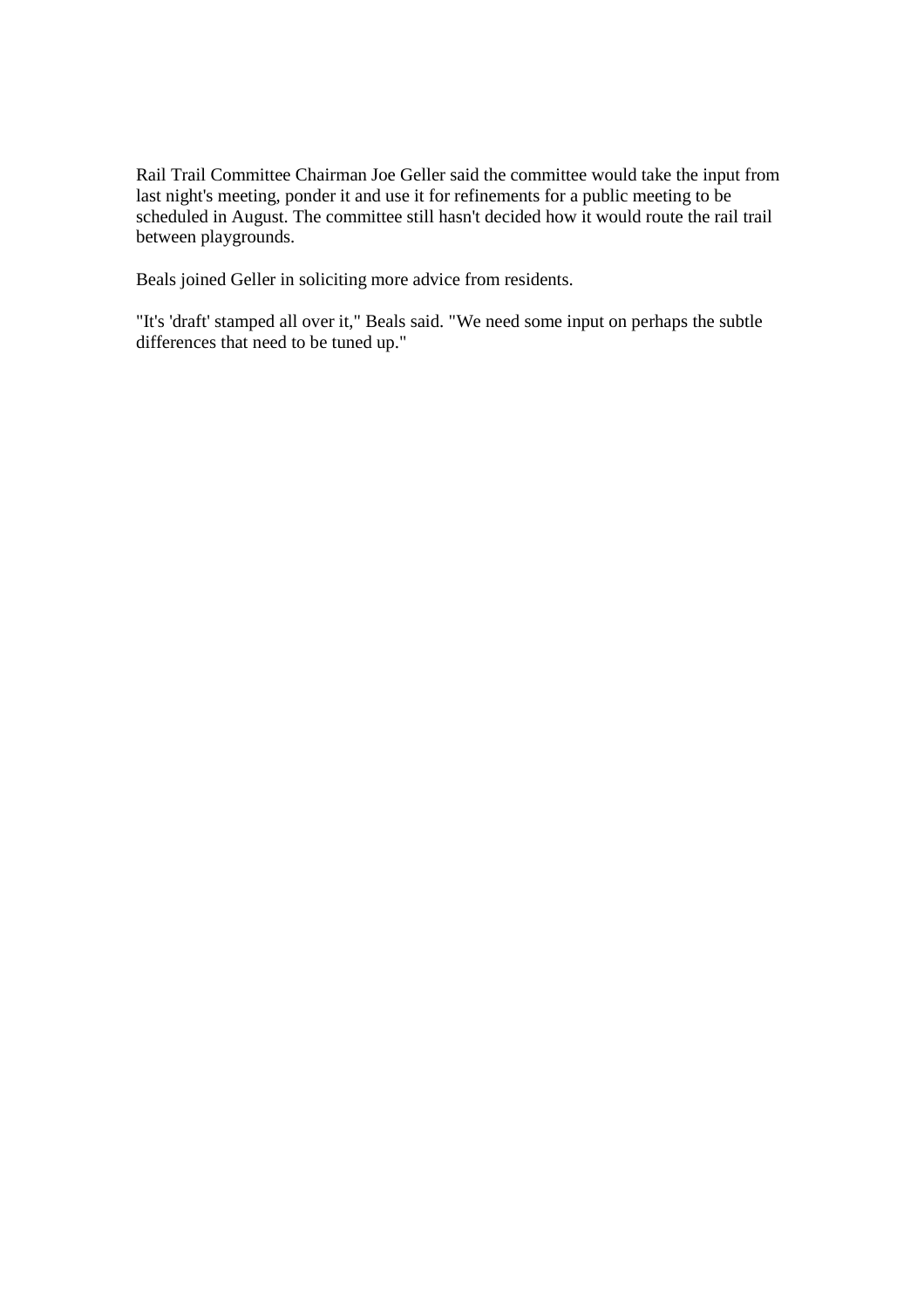Rail Trail Committee Chairman Joe Geller said the committee would take the input from last night's meeting, ponder it and use it for refinements for a public meeting to be scheduled in August. The committee still hasn't decided how it would route the rail trail between playgrounds.

Beals joined Geller in soliciting more advice from residents.

"It's 'draft' stamped all over it," Beals said. "We need some input on perhaps the subtle differences that need to be tuned up."